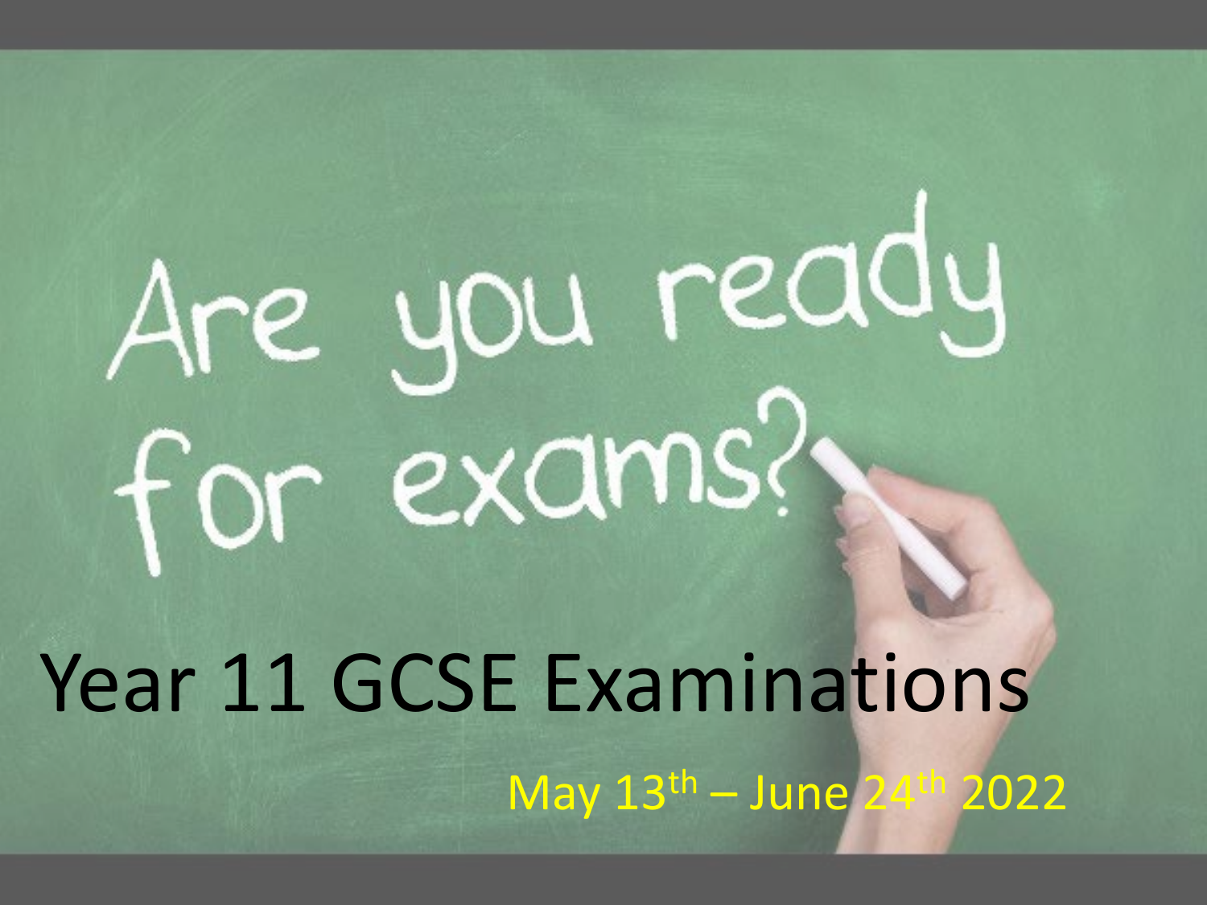Are you ready for exams?

# Year 11 GCSE Examinations

May 13th – June 24th 2022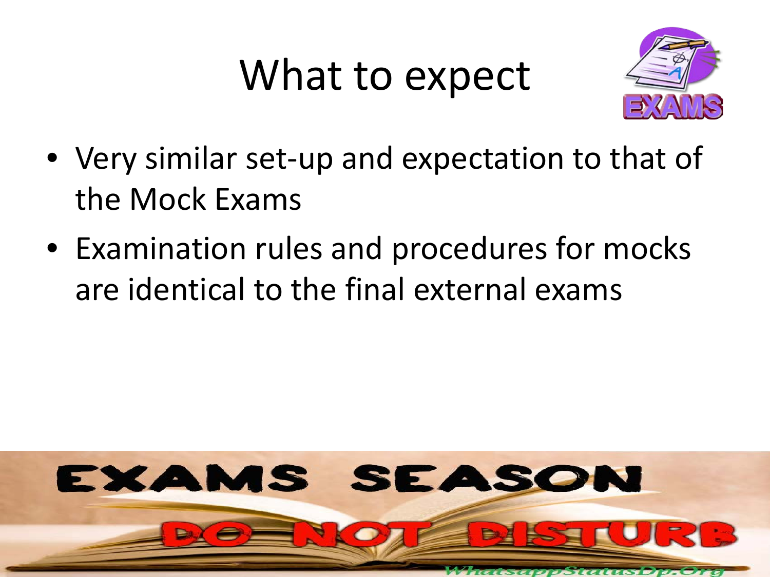# What to expect

- Very similar set-up and expectation to that of the Mock Exams
- Examination rules and procedures for mocks are identical to the final external exams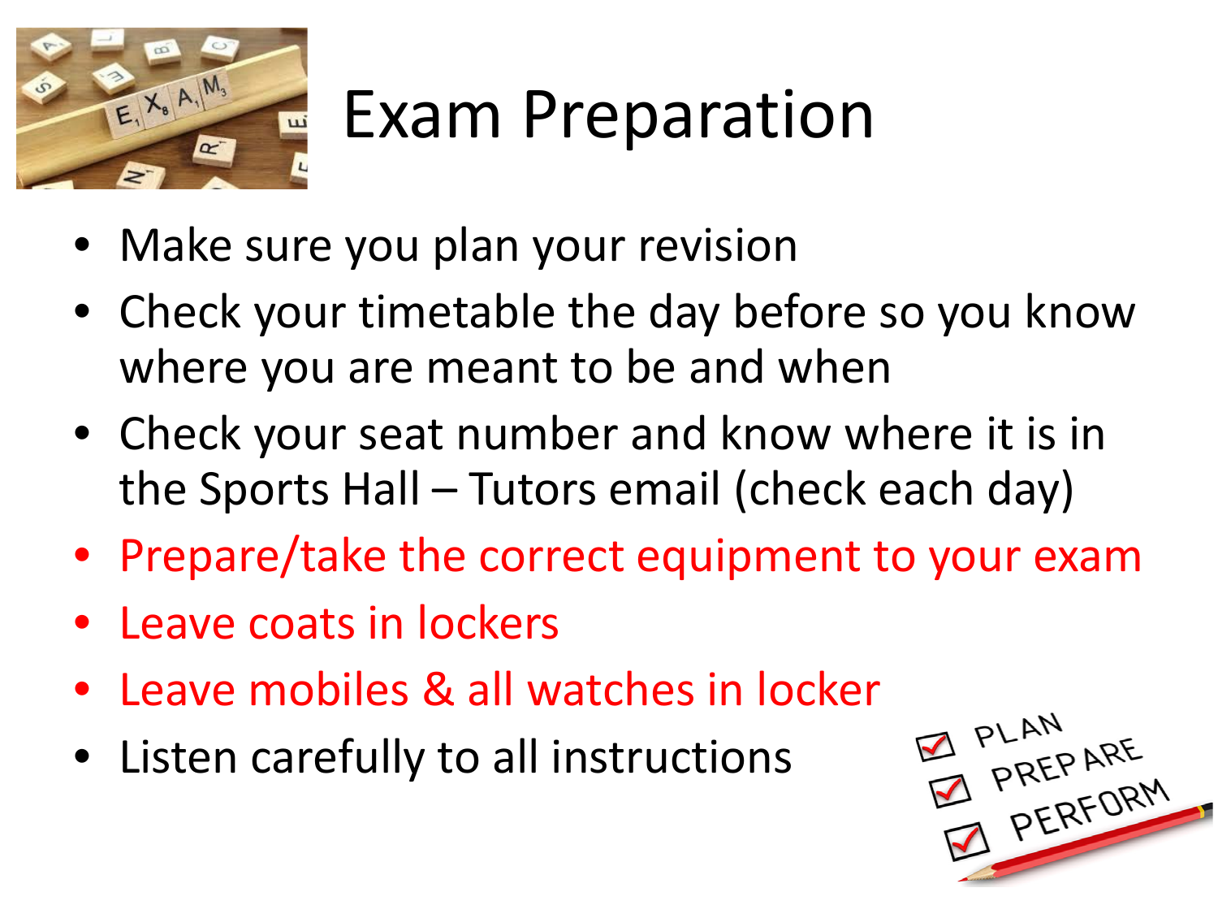# Exam Preparation

- Make sure you plan your revision
- Check your timetable the day before so you know where you are meant to be and when
- Check your seat number and know where it is in the Sports Hall – Tutors email (check each day)
- Prepare/take the correct equipment to your exam
- Leave coats in lockers
- Leave mobiles & all watches in locker
- Listen carefully to all instructions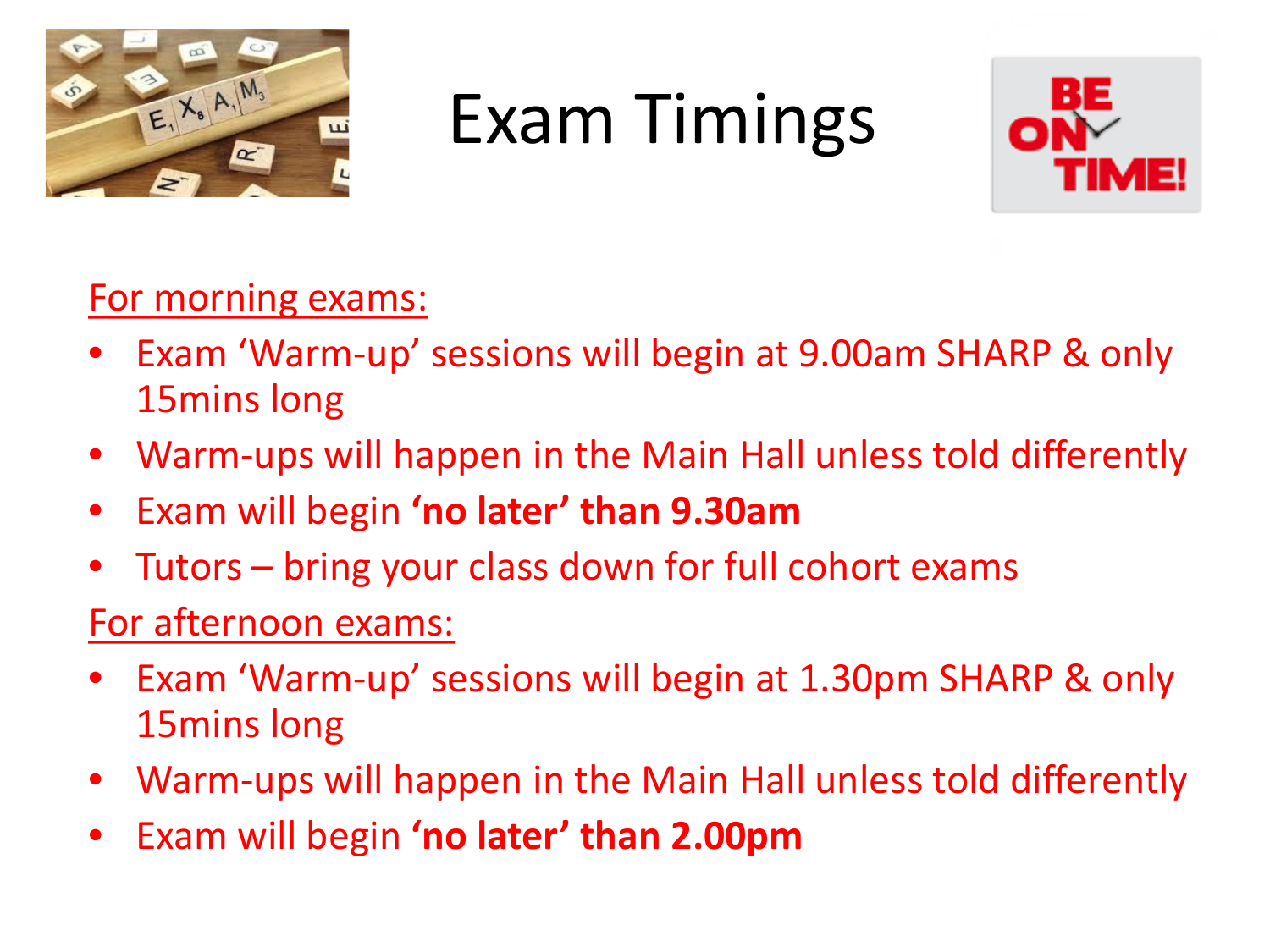# Exam Timings

For morning exams:

- Exam 'Warm-up' sessions will begin at 9.00am SHARP & only 15mins long
- Warm-ups will happen in the Main Hall unless told differently
- Exam will begin **'no later' than 9.30am**
- Tutors – bring your class down for full cohort exams

For afternoon exams:

- Exam 'Warm-up' sessions will begin at 1.30pm SHARP & only 15mins long
- Warm-ups will happen in the Main Hall unless told differently
- Exam will begin **'no later' than 2.00pm**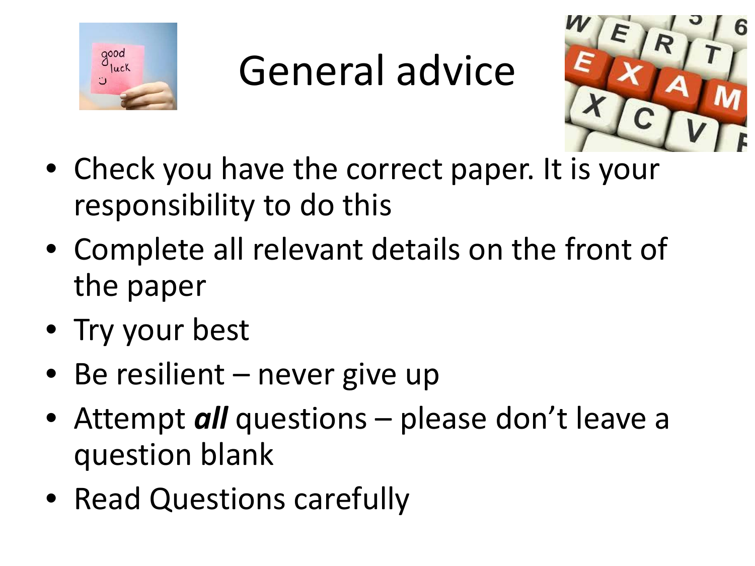# General advice

- Check you have the correct paper. It is your responsibility to do this
- Complete all relevant details on the front of the paper
- Try your best
- Be resilient – never give up
- Attempt ***all*** questions – please don't leave a question blank
- Read Questions carefully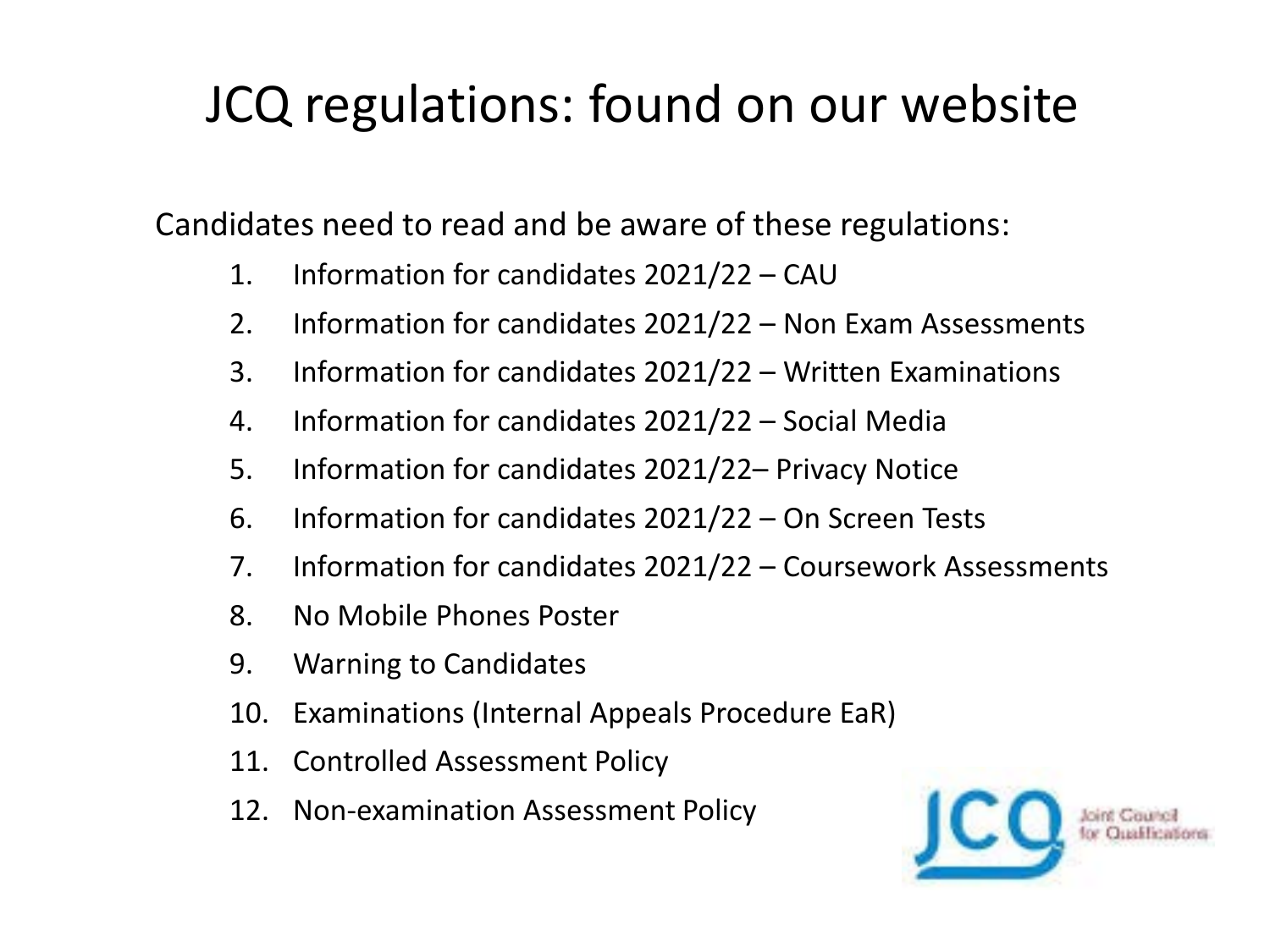# JCQ regulations: found on our website

Candidates need to read and be aware of these regulations:

1. Information for candidates 2021/22 – CAU
2. Information for candidates 2021/22 – Non Exam Assessments
3. Information for candidates 2021/22 – Written Examinations
4. Information for candidates 2021/22 – Social Media
5. Information for candidates 2021/22– Privacy Notice
6. Information for candidates 2021/22 – On Screen Tests
7. Information for candidates 2021/22 – Coursework Assessments
8. No Mobile Phones Poster
9. Warning to Candidates
10. Examinations (Internal Appeals Procedure EaR)
11. Controlled Assessment Policy
12. Non-examination Assessment Policy

JCQ Joint Council for Qualifications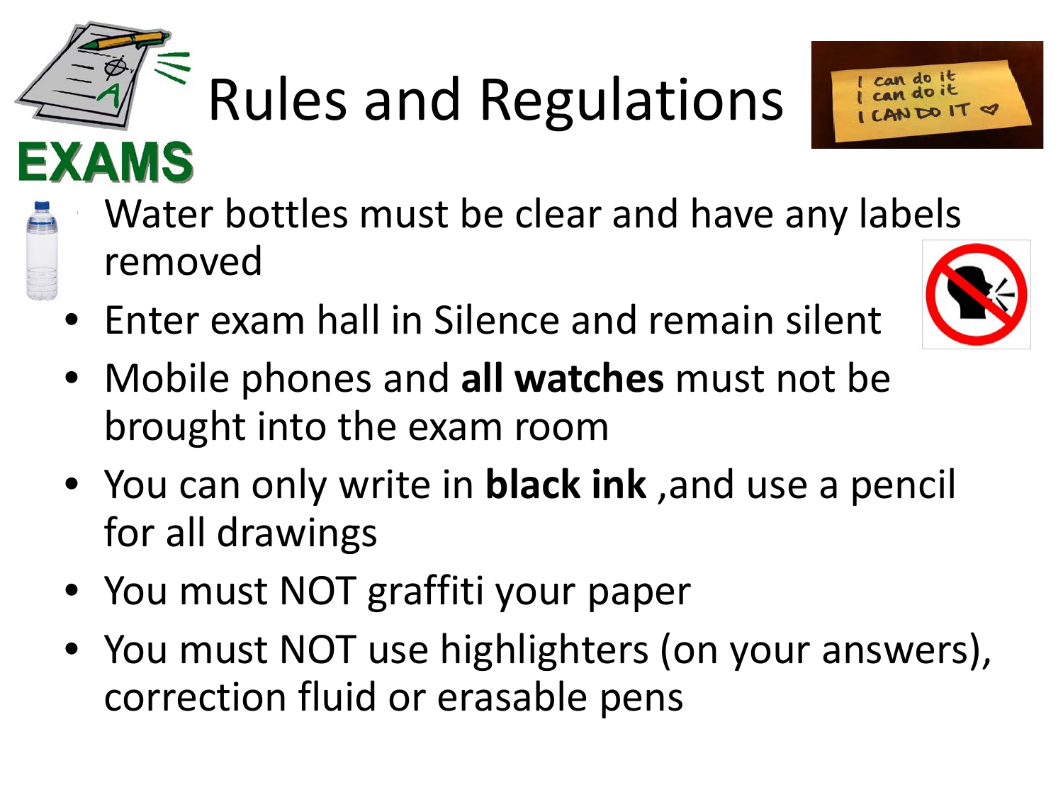# Rules and Regulations

- Water bottles must be clear and have any labels removed
- Enter exam hall in Silence and remain silent
- Mobile phones and **all watches** must not be brought into the exam room
- You can only write in **black ink** ,and use a pencil for all drawings
- You must NOT graffiti your paper
- You must NOT use highlighters (on your answers), correction fluid or erasable pens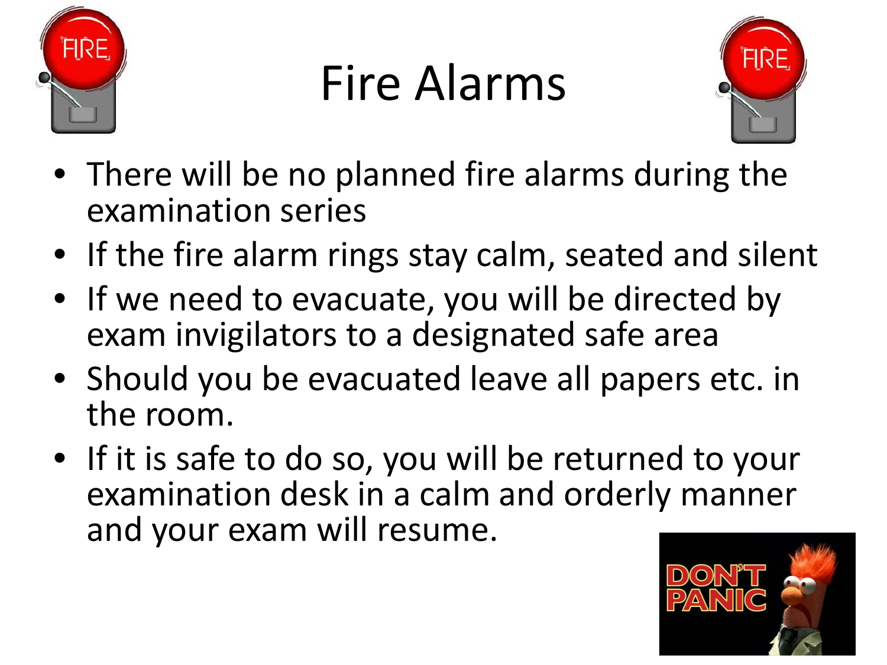# Fire Alarms

- There will be no planned fire alarms during the examination series
- If the fire alarm rings stay calm, seated and silent
- If we need to evacuate, you will be directed by exam invigilators to a designated safe area
- Should you be evacuated leave all papers etc. in the room.
- If it is safe to do so, you will be returned to your examination desk in a calm and orderly manner and your exam will resume.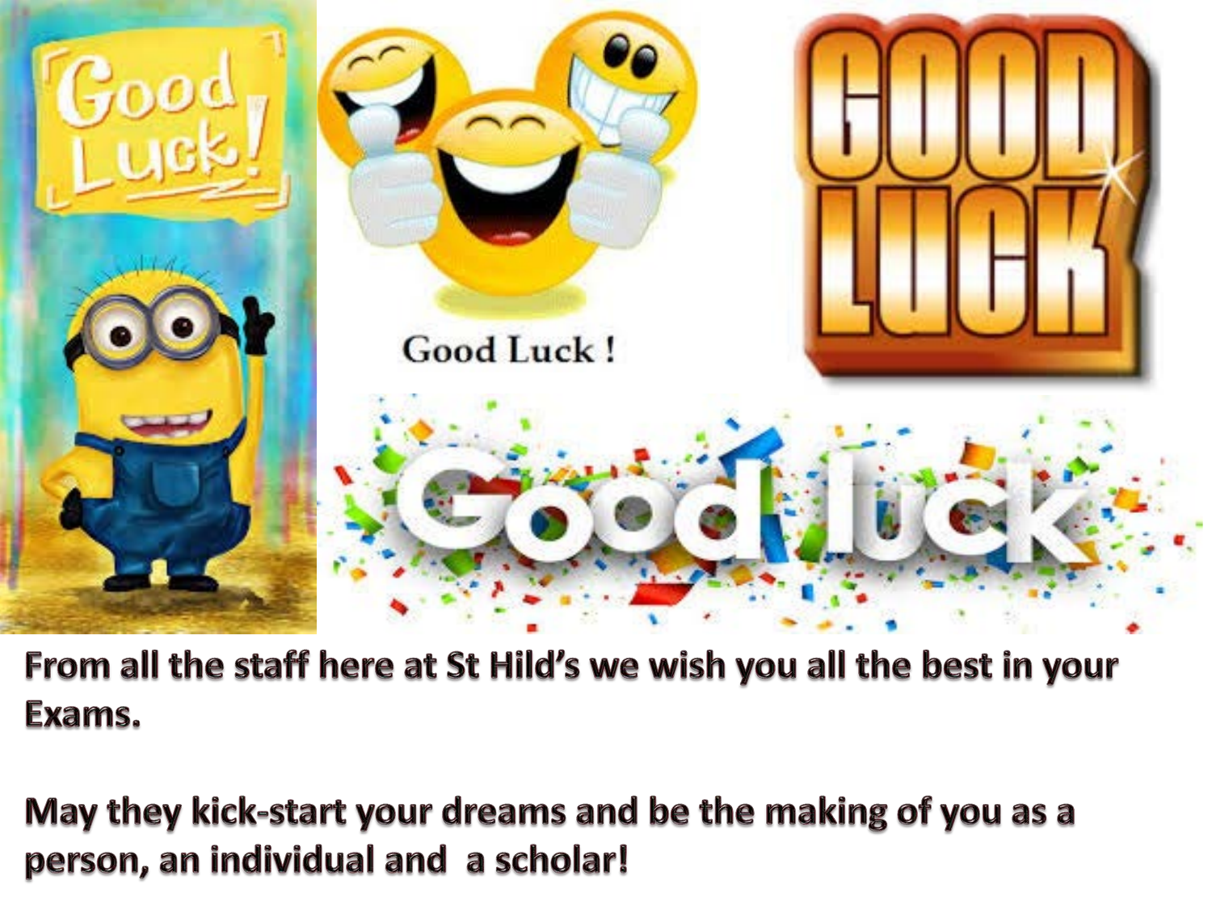Good Luck!

Good Luck !

GOOD LUCK

Good luck

**From all the staff here at St Hild's we wish you all the best in your Exams.**

**May they kick-start your dreams and be the making of you as a person, an individual and a scholar!**